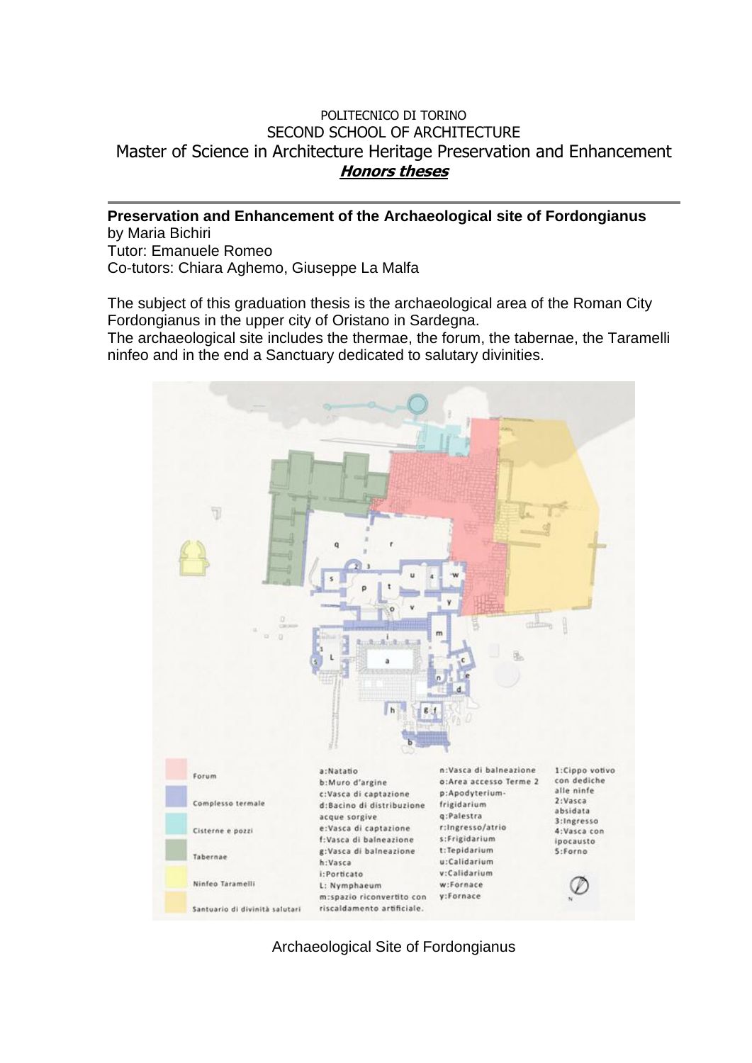POLITECNICO DI TORINO
SECOND SCHOOL OF ARCHITECTURE
Master of Science in Architecture Heritage Preservation and Enhancement
***Honors theses***

---

**Preservation and Enhancement of the Archaeological site of Fordongianus**
by Maria Bichiri
Tutor: Emanuele Romeo
Co-tutors: Chiara Aghemo, Giuseppe La Malfa

The subject of this graduation thesis is the archaeological area of the Roman City Fordongianus in the upper city of Oristano in Sardegna.
The archaeological site includes the thermae, the forum, the tabernae, the Taramelli ninfeo and in the end a Sanctuary dedicated to salutary divinities.

Forum
Complesso termale
Cisterne e pozzi
Tabernae
Ninfeo Taramelli
Santuario di divinità salutari

a:Natatio
b:Muro d'argine
c:Vasca di captazione
d:Bacino di distribuzione acque sorgive
e:Vasca di captazione
f:Vasca di balneazione
g:Vasca di balneazione
h:Vasca
i:Porticato
L: Nymphaeum
m:spazio riconvertito con riscaldamento artificiale.
n:Vasca di balneazione
o:Area accesso Terme 2
p:Apodyterium-frigidarium
q:Palestra
r:Ingresso/atrio
s:Frigidarium
t:Tepidarium
u:Calidarium
v:Calidarium
w:Fornace
y:Fornace
1:Cippo votivo con dediche alle ninfe
2:Vasca absidata
3:Ingresso
4:Vasca con ipocausto
5:Forno

Archaeological Site of Fordongianus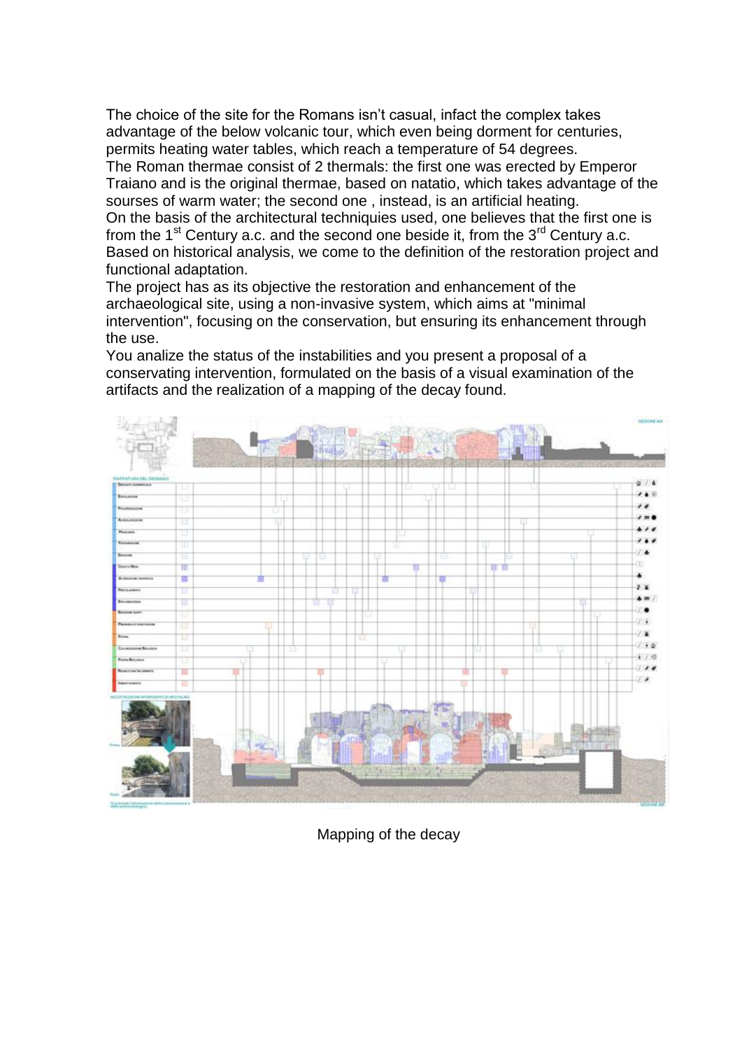The choice of the site for the Romans isn't casual, infact the complex takes advantage of the below volcanic tour, which even being dorment for centuries, permits heating water tables, which reach a temperature of 54 degrees.
The Roman thermae consist of 2 thermals: the first one was erected by Emperor Traiano and is the original thermae, based on natatio, which takes advantage of the sourses of warm water; the second one , instead, is an artificial heating.
On the basis of the architectural techniquies used, one believes that the first one is from the 1st Century a.c. and the second one beside it, from the 3rd Century a.c.
Based on historical analysis, we come to the definition of the restoration project and functional adaptation.
The project has as its objective the restoration and enhancement of the archaeological site, using a non-invasive system, which aims at "minimal intervention", focusing on the conservation, but ensuring its enhancement through the use.
You analize the status of the instabilities and you present a proposal of a conservating intervention, formulated on the basis of a visual examination of the artifacts and the realization of a mapping of the decay found.

Mapping of the decay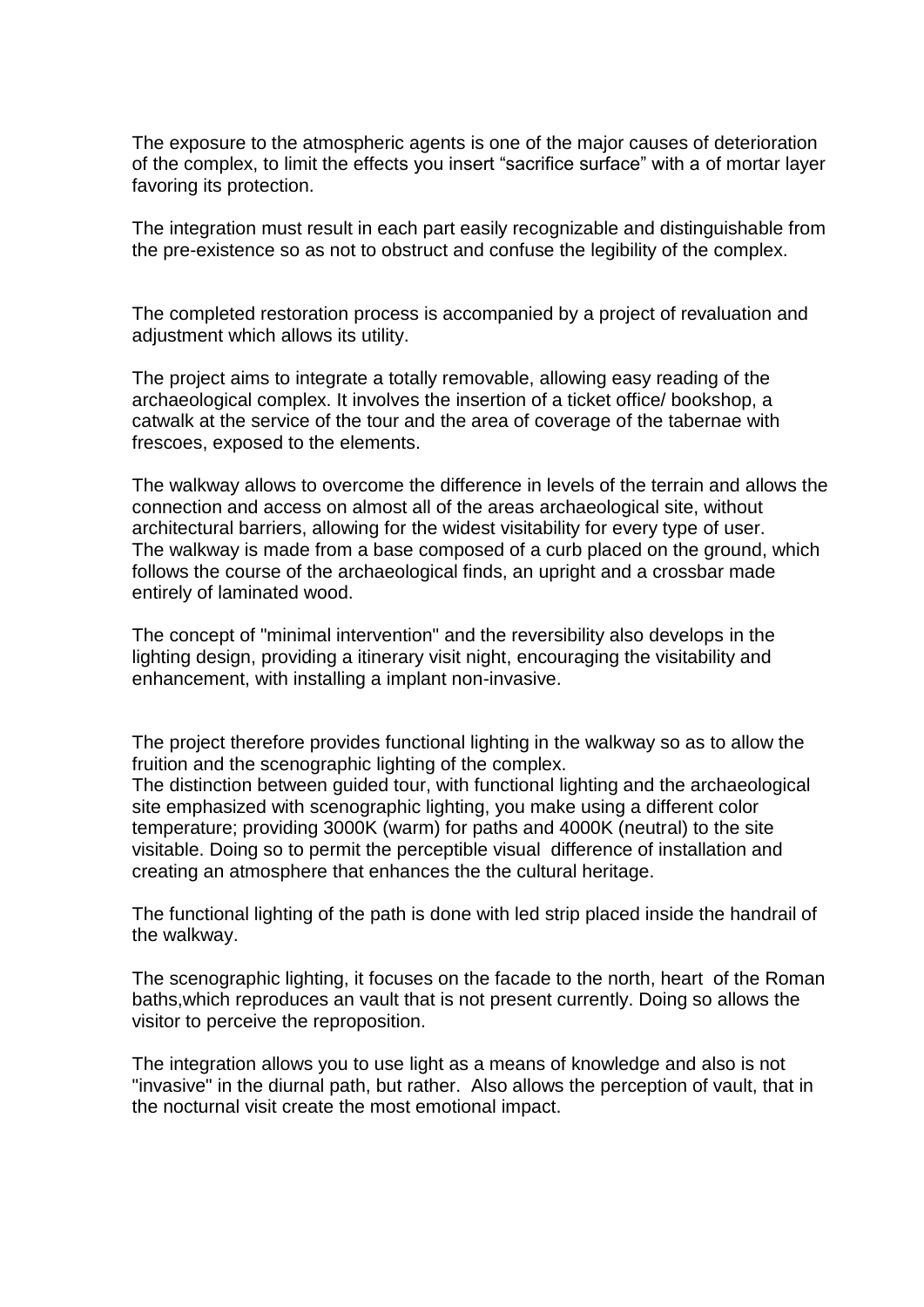The exposure to the atmospheric agents is one of the major causes of deterioration of the complex, to limit the effects you insert “sacrifice surface” with a of mortar layer favoring its protection.

The integration must result in each part easily recognizable and distinguishable from the pre-existence so as not to obstruct and confuse the legibility of the complex.

The completed restoration process is accompanied by a project of revaluation and adjustment which allows its utility.

The project aims to integrate a totally removable, allowing easy reading of the archaeological complex. It involves the insertion of a ticket office/ bookshop, a catwalk at the service of the tour and the area of coverage of the tabernae with frescoes, exposed to the elements.

The walkway allows to overcome the difference in levels of the terrain and allows the connection and access on almost all of the areas archaeological site, without architectural barriers, allowing for the widest visitability for every type of user.
The walkway is made from a base composed of a curb placed on the ground, which follows the course of the archaeological finds, an upright and a crossbar made entirely of laminated wood.

The concept of "minimal intervention" and the reversibility also develops in the lighting design, providing a itinerary visit night, encouraging the visitability and enhancement, with installing a implant non-invasive.

The project therefore provides functional lighting in the walkway so as to allow the fruition and the scenographic lighting of the complex.
The distinction between guided tour, with functional lighting and the archaeological site emphasized with scenographic lighting, you make using a different color temperature; providing 3000K (warm) for paths and 4000K (neutral) to the site visitable. Doing so to permit the perceptible visual difference of installation and creating an atmosphere that enhances the the cultural heritage.

The functional lighting of the path is done with led strip placed inside the handrail of the walkway.

The scenographic lighting, it focuses on the facade to the north, heart of the Roman baths,which reproduces an vault that is not present currently. Doing so allows the visitor to perceive the reproposition.

The integration allows you to use light as a means of knowledge and also is not "invasive" in the diurnal path, but rather. Also allows the perception of vault, that in the nocturnal visit create the most emotional impact.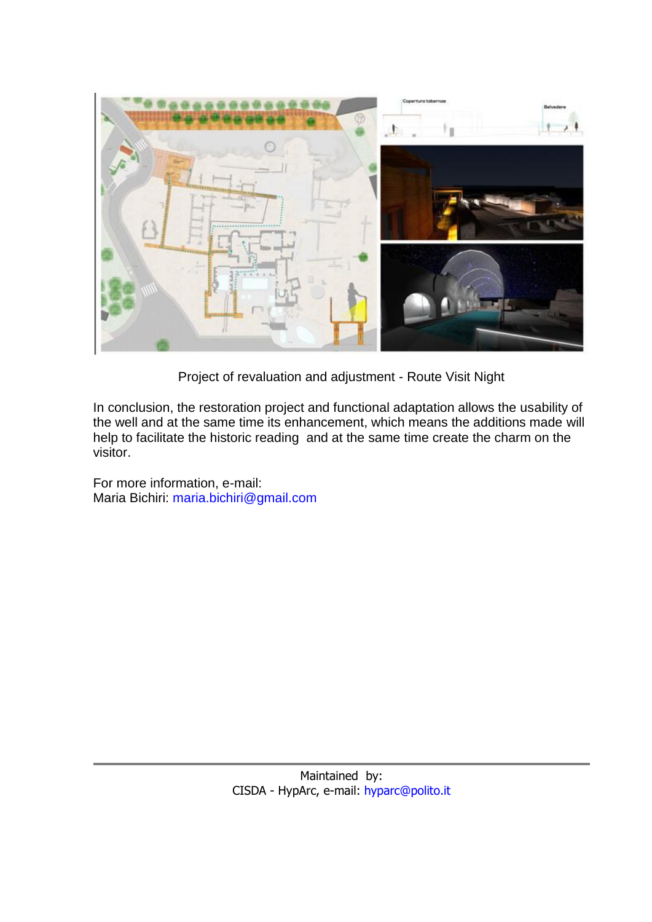Project of revaluation and adjustment - Route Visit Night

In conclusion, the restoration project and functional adaptation allows the usability of the well and at the same time its enhancement, which means the additions made will help to facilitate the historic reading and at the same time create the charm on the visitor.

For more information, e-mail:
Maria Bichiri: maria.bichiri@gmail.com

Maintained by:
CISDA - HypArc, e-mail: hyparc@polito.it